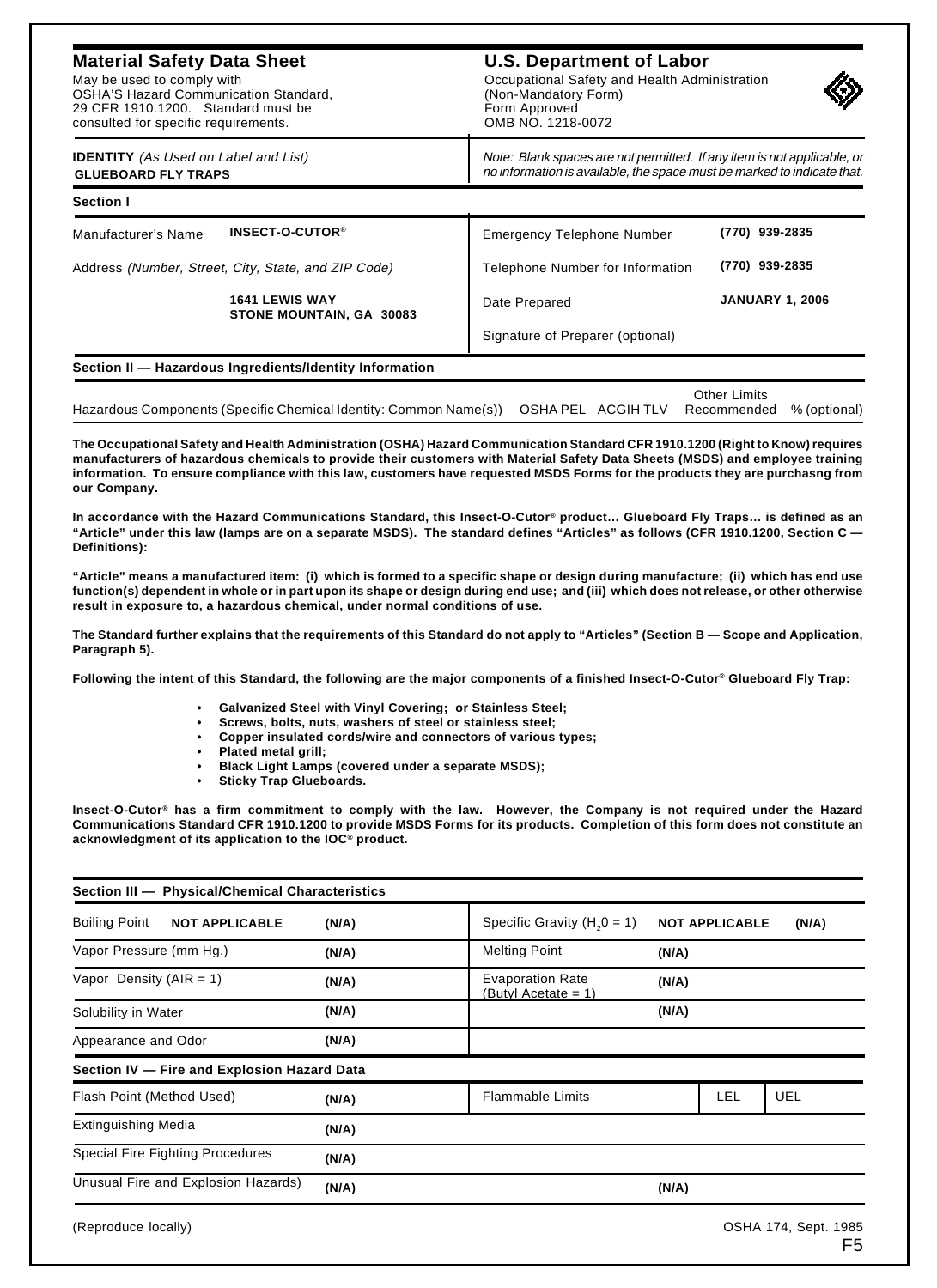## Material Safety Data Sheet

May be used to comply with OSHA'S Hazard Communication Standard, 29 CFR 1910.1200. Standard must be consulted for specific requirements.

## U.S. Department of Labor

Occupational Safety and Health Administration
(Non-Mandatory Form)
Form Approved
OMB NO. 1218-0072

**IDENTITY** *(As Used on Label and List)*
**GLUEBOARD FLY TRAPS**

*Note: Blank spaces are not permitted. If any item is not applicable, or no information is available, the space must be marked to indicate that.*

### Section I

| | | | |
|---|---|---|---|
| Manufacturer's Name | **INSECT-O-CUTOR®** | Emergency Telephone Number | **(770) 939-2835** |
| Address *(Number, Street, City, State, and ZIP Code)* | | Telephone Number for Information | **(770) 939-2835** |
| | **1641 LEWIS WAY STONE MOUNTAIN, GA 30083** | Date Prepared | **JANUARY 1, 2006** |
| | | Signature of Preparer (optional) | |

### Section II — Hazardous Ingredients/Identity Information

| Hazardous Components (Specific Chemical Identity: Common Name(s)) | OSHA PEL | ACGIH TLV | Other Limits Recommended | % (optional) |
|---|---|---|---|---|

**The Occupational Safety and Health Administration (OSHA) Hazard Communication Standard CFR 1910.1200 (Right to Know) requires manufacturers of hazardous chemicals to provide their customers with Material Safety Data Sheets (MSDS) and employee training information. To ensure compliance with this law, customers have requested MSDS Forms for the products they are purchasng from our Company.**

**In accordance with the Hazard Communications Standard, this Insect-O-Cutor® product… Glueboard Fly Traps… is defined as an "Article" under this law (lamps are on a separate MSDS). The standard defines "Articles" as follows (CFR 1910.1200, Section C — Definitions):**

**"Article" means a manufactured item: (i) which is formed to a specific shape or design during manufacture; (ii) which has end use function(s) dependent in whole or in part upon its shape or design during end use; and (iii) which does not release, or other otherwise result in exposure to, a hazardous chemical, under normal conditions of use.**

**The Standard further explains that the requirements of this Standard do not apply to "Articles" (Section B — Scope and Application, Paragraph 5).**

**Following the intent of this Standard, the following are the major components of a finished Insect-O-Cutor® Glueboard Fly Trap:**

- **Galvanized Steel with Vinyl Covering; or Stainless Steel;**
- **Screws, bolts, nuts, washers of steel or stainless steel;**
- **Copper insulated cords/wire and connectors of various types;**
- **Plated metal grill;**
- **Black Light Lamps (covered under a separate MSDS);**
- **Sticky Trap Glueboards.**

**Insect-O-Cutor® has a firm commitment to comply with the law. However, the Company is not required under the Hazard Communications Standard CFR 1910.1200 to provide MSDS Forms for its products. Completion of this form does not constitute an acknowledgment of its application to the IOC® product.**

### Section III — Physical/Chemical Characteristics

| | | | |
|---|---|---|---|
| Boiling Point **NOT APPLICABLE** | **(N/A)** | Specific Gravity ($H_20 = 1$) **NOT APPLICABLE** | **(N/A)** |
| Vapor Pressure (mm Hg.) | **(N/A)** | Melting Point | **(N/A)** |
| Vapor Density (AIR = 1) | **(N/A)** | Evaporation Rate (Butyl Acetate = 1) | **(N/A)** |
| Solubility in Water | **(N/A)** | | **(N/A)** |
| Appearance and Odor | **(N/A)** | | |

### Section IV — Fire and Explosion Hazard Data

| | | | | |
|---|---|---|---|---|
| Flash Point (Method Used) | **(N/A)** | Flammable Limits | LEL | UEL |
| Extinguishing Media | **(N/A)** | | | |
| Special Fire Fighting Procedures | **(N/A)** | | | |
| Unusual Fire and Explosion Hazards) | **(N/A)** | **(N/A)** | | |

(Reproduce locally)

OSHA 174, Sept. 1985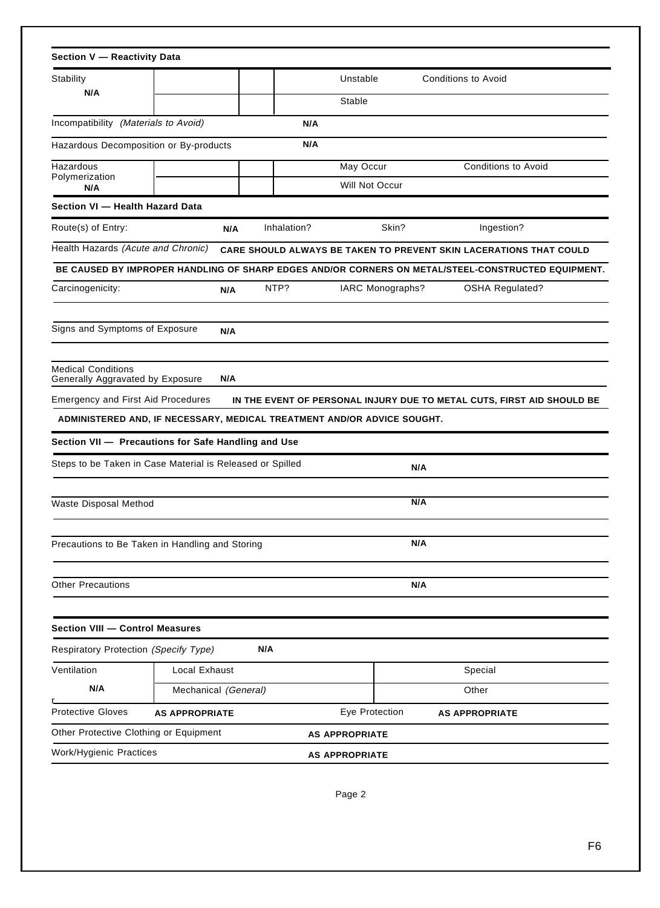## Section V — Reactivity Data

| | | | | | |
|---|---|---|---|---|---|
| Stability | | | | Unstable | Conditions to Avoid |
| N/A | | | | Stable | |
| Incompatibility *(Materials to Avoid)* | | | N/A | | |
| Hazardous Decomposition or By-products | | | N/A | | |
| Hazardous Polymerization | | | | May Occur | Conditions to Avoid |
| N/A | | | | Will Not Occur | |

## Section VI — Health Hazard Data

| | | | | |
|---|---|---|---|---|
| Route(s) of Entry: | **N/A** | Inhalation? | Skin? | Ingestion? |

Health Hazards *(Acute and Chronic)* **CARE SHOULD ALWAYS BE TAKEN TO PREVENT SKIN LACERATIONS THAT COULD BE CAUSED BY IMPROPER HANDLING OF SHARP EDGES AND/OR CORNERS ON METAL/STEEL-CONSTRUCTED EQUIPMENT.**

| | | | | |
|---|---|---|---|---|
| Carcinogenicity: | **N/A** | NTP? | IARC Monographs? | OSHA Regulated? |

Signs and Symptoms of Exposure **N/A**

Medical Conditions Generally Aggravated by Exposure **N/A**

Emergency and First Aid Procedures **IN THE EVENT OF PERSONAL INJURY DUE TO METAL CUTS, FIRST AID SHOULD BE ADMINISTERED AND, IF NECESSARY, MEDICAL TREATMENT AND/OR ADVICE SOUGHT.**

## Section VII — Precautions for Safe Handling and Use

| | |
|---|---|
| Steps to be Taken in Case Material is Released or Spilled | **N/A** |
| Waste Disposal Method | **N/A** |
| Precautions to Be Taken in Handling and Storing | **N/A** |
| Other Precautions | **N/A** |

## Section VIII — Control Measures

Respiratory Protection *(Specify Type)* **N/A**

| | | |
|---|---|---|
| Ventilation | Local Exhaust | Special |
| N/A | Mechanical *(General)* | Other |

| | | | |
|---|---|---|---|
| Protective Gloves | **AS APPROPRIATE** | Eye Protection | **AS APPROPRIATE** |

Other Protective Clothing or Equipment **AS APPROPRIATE**

Work/Hygienic Practices **AS APPROPRIATE**